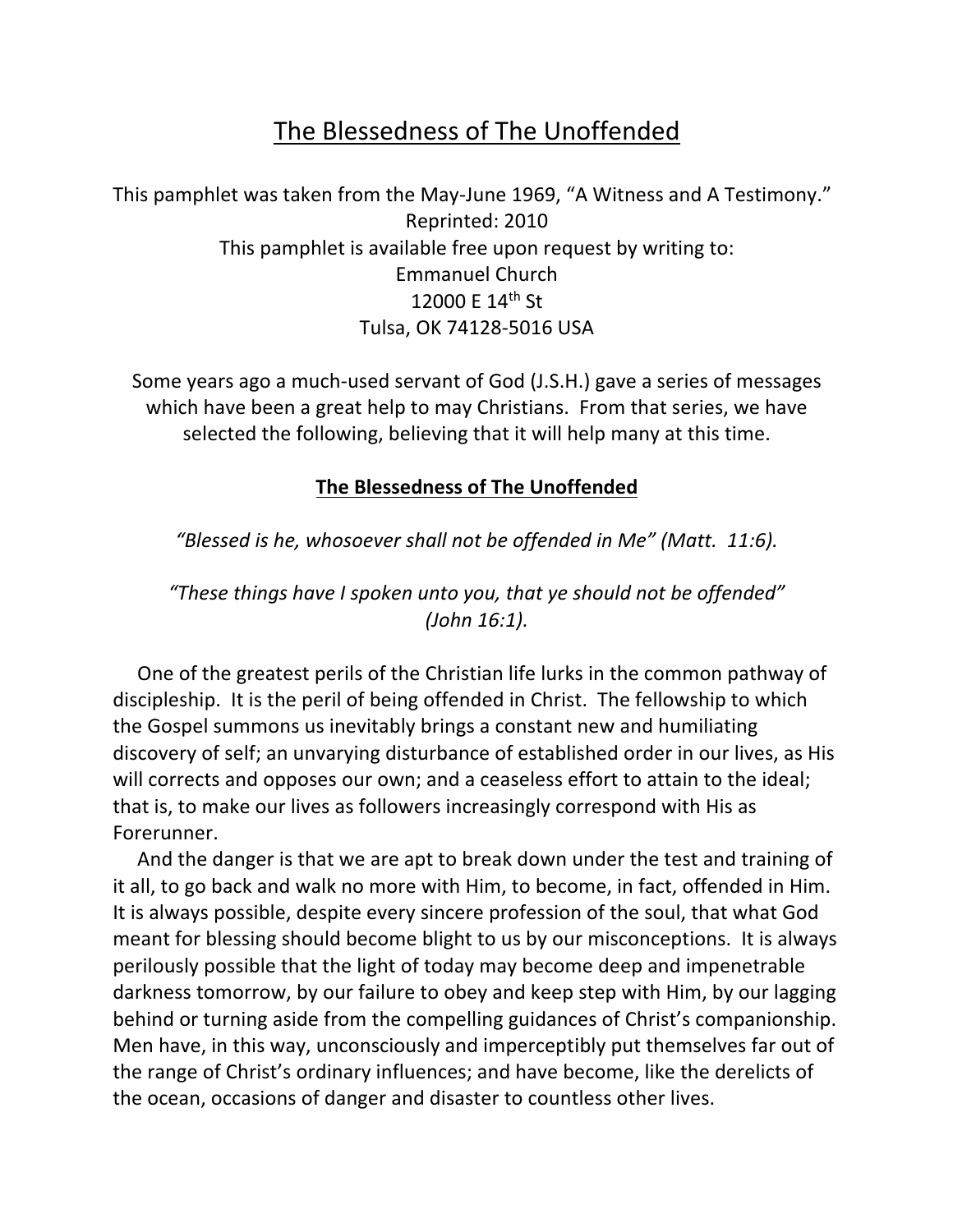# The Blessedness of The Unoffended

This pamphlet was taken from the May-June 1969, "A Witness and A Testimony."
Reprinted: 2010
This pamphlet is available free upon request by writing to:
Emmanuel Church
12000 E 14th St
Tulsa, OK 74128-5016 USA

Some years ago a much-used servant of God (J.S.H.) gave a series of messages which have been a great help to may Christians. From that series, we have selected the following, believing that it will help many at this time.

## The Blessedness of The Unoffended

*"Blessed is he, whosoever shall not be offended in Me" (Matt. 11:6).*

*"These things have I spoken unto you, that ye should not be offended" (John 16:1).*

One of the greatest perils of the Christian life lurks in the common pathway of discipleship. It is the peril of being offended in Christ. The fellowship to which the Gospel summons us inevitably brings a constant new and humiliating discovery of self; an unvarying disturbance of established order in our lives, as His will corrects and opposes our own; and a ceaseless effort to attain to the ideal; that is, to make our lives as followers increasingly correspond with His as Forerunner.

And the danger is that we are apt to break down under the test and training of it all, to go back and walk no more with Him, to become, in fact, offended in Him. It is always possible, despite every sincere profession of the soul, that what God meant for blessing should become blight to us by our misconceptions. It is always perilously possible that the light of today may become deep and impenetrable darkness tomorrow, by our failure to obey and keep step with Him, by our lagging behind or turning aside from the compelling guidances of Christ's companionship. Men have, in this way, unconsciously and imperceptibly put themselves far out of the range of Christ's ordinary influences; and have become, like the derelicts of the ocean, occasions of danger and disaster to countless other lives.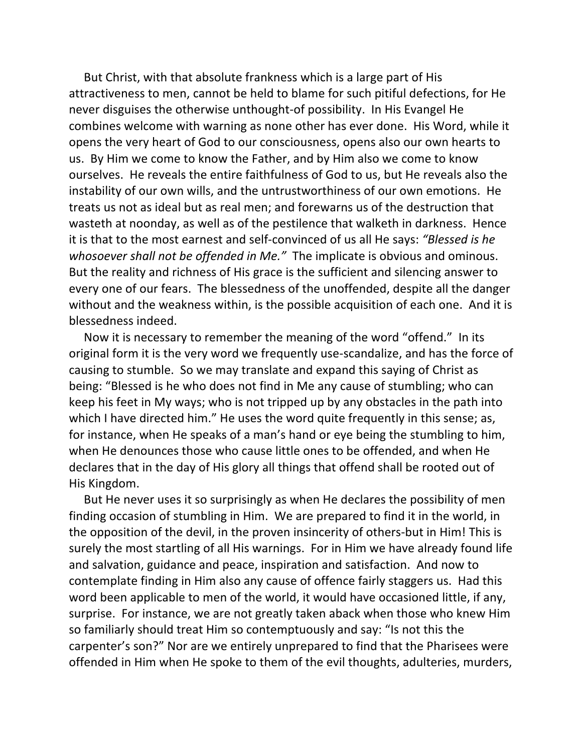But Christ, with that absolute frankness which is a large part of His attractiveness to men, cannot be held to blame for such pitiful defections, for He never disguises the otherwise unthought-of possibility. In His Evangel He combines welcome with warning as none other has ever done. His Word, while it opens the very heart of God to our consciousness, opens also our own hearts to us. By Him we come to know the Father, and by Him also we come to know ourselves. He reveals the entire faithfulness of God to us, but He reveals also the instability of our own wills, and the untrustworthiness of our own emotions. He treats us not as ideal but as real men; and forewarns us of the destruction that wasteth at noonday, as well as of the pestilence that walketh in darkness. Hence it is that to the most earnest and self-convinced of us all He says: *"Blessed is he whosoever shall not be offended in Me."* The implicate is obvious and ominous. But the reality and richness of His grace is the sufficient and silencing answer to every one of our fears. The blessedness of the unoffended, despite all the danger without and the weakness within, is the possible acquisition of each one. And it is blessedness indeed.

Now it is necessary to remember the meaning of the word "offend." In its original form it is the very word we frequently use-scandalize, and has the force of causing to stumble. So we may translate and expand this saying of Christ as being: "Blessed is he who does not find in Me any cause of stumbling; who can keep his feet in My ways; who is not tripped up by any obstacles in the path into which I have directed him." He uses the word quite frequently in this sense; as, for instance, when He speaks of a man's hand or eye being the stumbling to him, when He denounces those who cause little ones to be offended, and when He declares that in the day of His glory all things that offend shall be rooted out of His Kingdom.

But He never uses it so surprisingly as when He declares the possibility of men finding occasion of stumbling in Him. We are prepared to find it in the world, in the opposition of the devil, in the proven insincerity of others-but in Him! This is surely the most startling of all His warnings. For in Him we have already found life and salvation, guidance and peace, inspiration and satisfaction. And now to contemplate finding in Him also any cause of offence fairly staggers us. Had this word been applicable to men of the world, it would have occasioned little, if any, surprise. For instance, we are not greatly taken aback when those who knew Him so familiarly should treat Him so contemptuously and say: "Is not this the carpenter's son?" Nor are we entirely unprepared to find that the Pharisees were offended in Him when He spoke to them of the evil thoughts, adulteries, murders,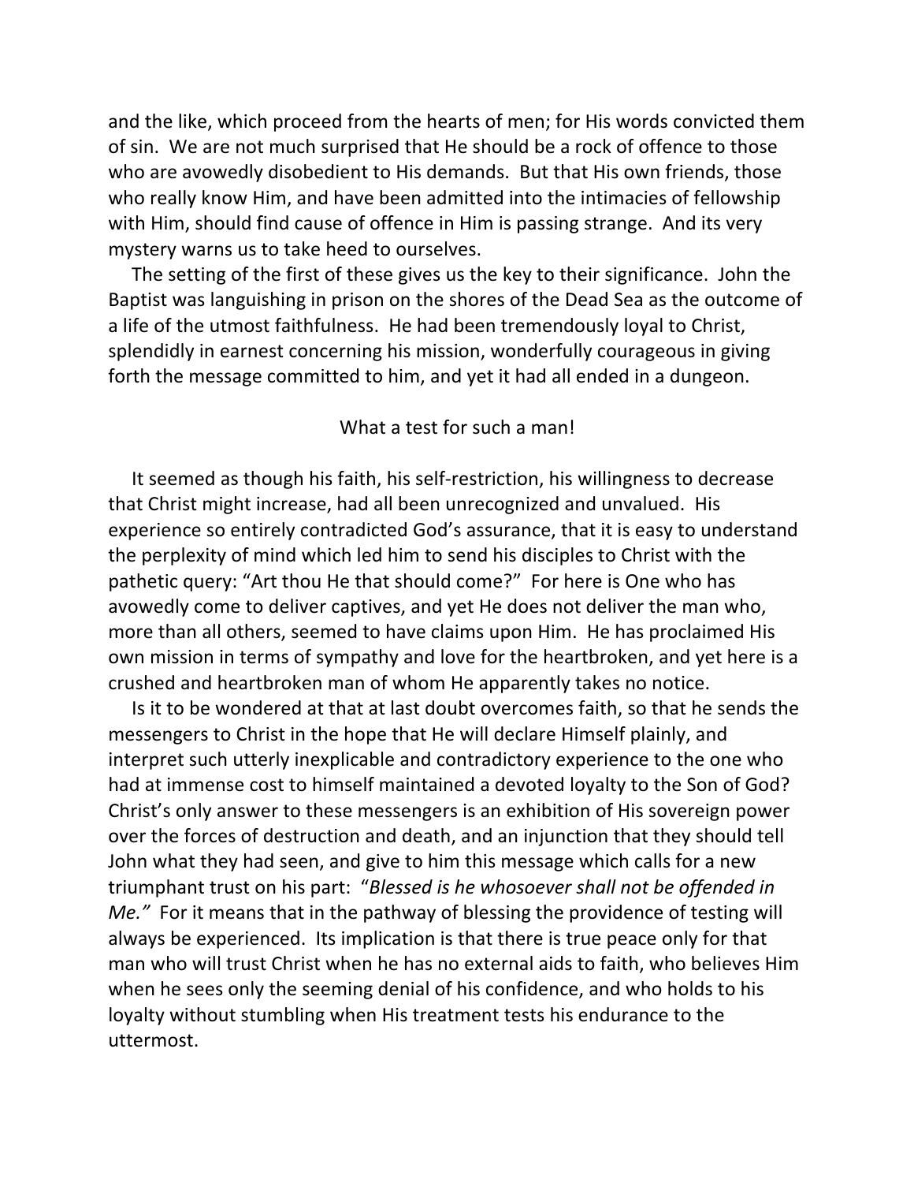and the like, which proceed from the hearts of men; for His words convicted them of sin. We are not much surprised that He should be a rock of offence to those who are avowedly disobedient to His demands. But that His own friends, those who really know Him, and have been admitted into the intimacies of fellowship with Him, should find cause of offence in Him is passing strange. And its very mystery warns us to take heed to ourselves.

The setting of the first of these gives us the key to their significance. John the Baptist was languishing in prison on the shores of the Dead Sea as the outcome of a life of the utmost faithfulness. He had been tremendously loyal to Christ, splendidly in earnest concerning his mission, wonderfully courageous in giving forth the message committed to him, and yet it had all ended in a dungeon.

What a test for such a man!

It seemed as though his faith, his self-restriction, his willingness to decrease that Christ might increase, had all been unrecognized and unvalued. His experience so entirely contradicted God's assurance, that it is easy to understand the perplexity of mind which led him to send his disciples to Christ with the pathetic query: "Art thou He that should come?" For here is One who has avowedly come to deliver captives, and yet He does not deliver the man who, more than all others, seemed to have claims upon Him. He has proclaimed His own mission in terms of sympathy and love for the heartbroken, and yet here is a crushed and heartbroken man of whom He apparently takes no notice.

Is it to be wondered at that at last doubt overcomes faith, so that he sends the messengers to Christ in the hope that He will declare Himself plainly, and interpret such utterly inexplicable and contradictory experience to the one who had at immense cost to himself maintained a devoted loyalty to the Son of God? Christ's only answer to these messengers is an exhibition of His sovereign power over the forces of destruction and death, and an injunction that they should tell John what they had seen, and give to him this message which calls for a new triumphant trust on his part: "*Blessed is he whosoever shall not be offended in Me.*" For it means that in the pathway of blessing the providence of testing will always be experienced. Its implication is that there is true peace only for that man who will trust Christ when he has no external aids to faith, who believes Him when he sees only the seeming denial of his confidence, and who holds to his loyalty without stumbling when His treatment tests his endurance to the uttermost.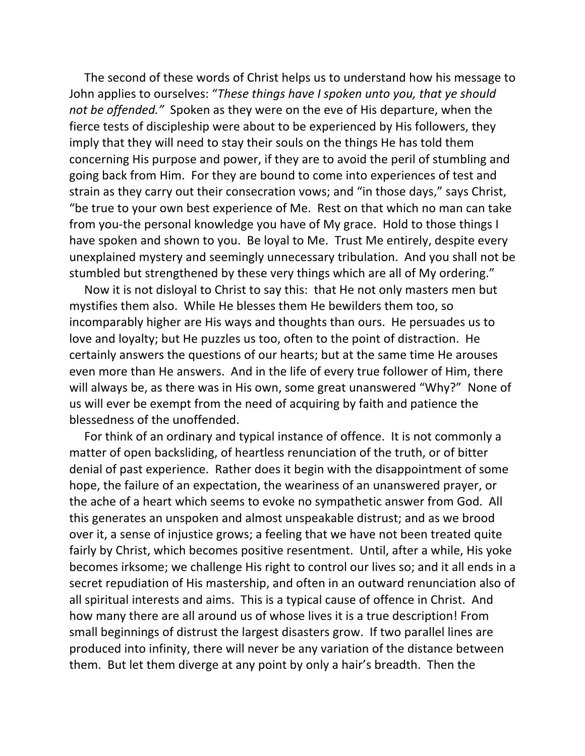The second of these words of Christ helps us to understand how his message to John applies to ourselves: "*These things have I spoken unto you, that ye should not be offended.*" Spoken as they were on the eve of His departure, when the fierce tests of discipleship were about to be experienced by His followers, they imply that they will need to stay their souls on the things He has told them concerning His purpose and power, if they are to avoid the peril of stumbling and going back from Him. For they are bound to come into experiences of test and strain as they carry out their consecration vows; and "in those days," says Christ, "be true to your own best experience of Me. Rest on that which no man can take from you-the personal knowledge you have of My grace. Hold to those things I have spoken and shown to you. Be loyal to Me. Trust Me entirely, despite every unexplained mystery and seemingly unnecessary tribulation. And you shall not be stumbled but strengthened by these very things which are all of My ordering."

Now it is not disloyal to Christ to say this: that He not only masters men but mystifies them also. While He blesses them He bewilders them too, so incomparably higher are His ways and thoughts than ours. He persuades us to love and loyalty; but He puzzles us too, often to the point of distraction. He certainly answers the questions of our hearts; but at the same time He arouses even more than He answers. And in the life of every true follower of Him, there will always be, as there was in His own, some great unanswered "Why?" None of us will ever be exempt from the need of acquiring by faith and patience the blessedness of the unoffended.

For think of an ordinary and typical instance of offence. It is not commonly a matter of open backsliding, of heartless renunciation of the truth, or of bitter denial of past experience. Rather does it begin with the disappointment of some hope, the failure of an expectation, the weariness of an unanswered prayer, or the ache of a heart which seems to evoke no sympathetic answer from God. All this generates an unspoken and almost unspeakable distrust; and as we brood over it, a sense of injustice grows; a feeling that we have not been treated quite fairly by Christ, which becomes positive resentment. Until, after a while, His yoke becomes irksome; we challenge His right to control our lives so; and it all ends in a secret repudiation of His mastership, and often in an outward renunciation also of all spiritual interests and aims. This is a typical cause of offence in Christ. And how many there are all around us of whose lives it is a true description! From small beginnings of distrust the largest disasters grow. If two parallel lines are produced into infinity, there will never be any variation of the distance between them. But let them diverge at any point by only a hair's breadth. Then the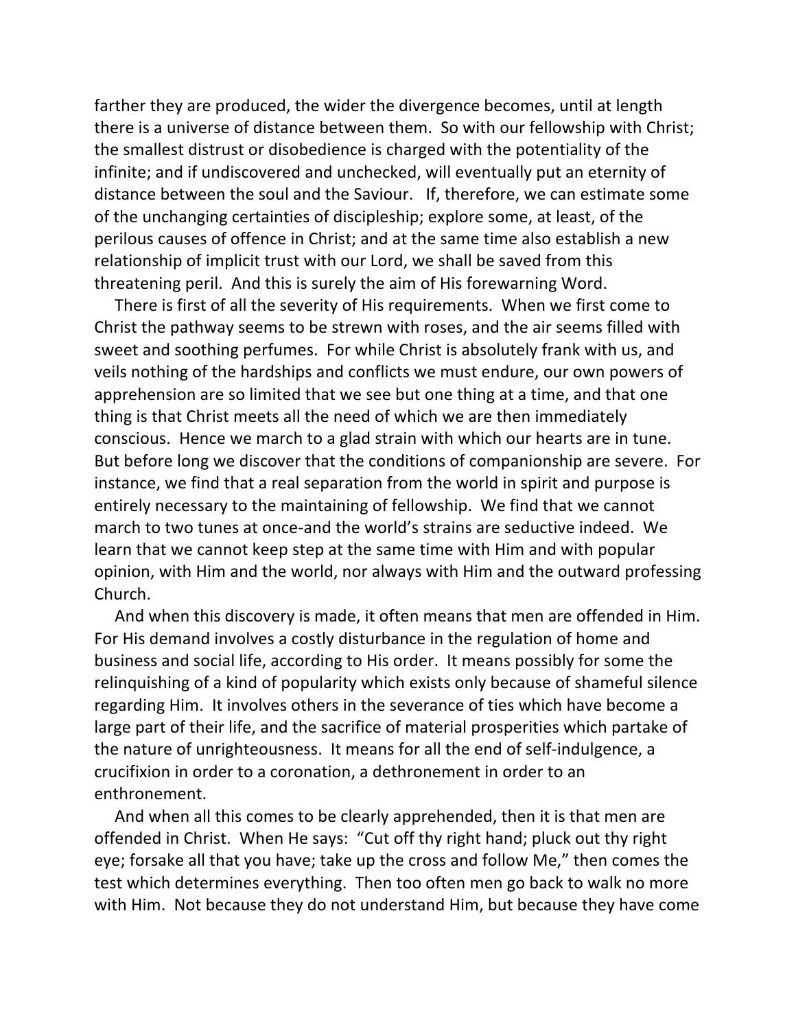farther they are produced, the wider the divergence becomes, until at length there is a universe of distance between them. So with our fellowship with Christ; the smallest distrust or disobedience is charged with the potentiality of the infinite; and if undiscovered and unchecked, will eventually put an eternity of distance between the soul and the Saviour. If, therefore, we can estimate some of the unchanging certainties of discipleship; explore some, at least, of the perilous causes of offence in Christ; and at the same time also establish a new relationship of implicit trust with our Lord, we shall be saved from this threatening peril. And this is surely the aim of His forewarning Word.

There is first of all the severity of His requirements. When we first come to Christ the pathway seems to be strewn with roses, and the air seems filled with sweet and soothing perfumes. For while Christ is absolutely frank with us, and veils nothing of the hardships and conflicts we must endure, our own powers of apprehension are so limited that we see but one thing at a time, and that one thing is that Christ meets all the need of which we are then immediately conscious. Hence we march to a glad strain with which our hearts are in tune. But before long we discover that the conditions of companionship are severe. For instance, we find that a real separation from the world in spirit and purpose is entirely necessary to the maintaining of fellowship. We find that we cannot march to two tunes at once-and the world's strains are seductive indeed. We learn that we cannot keep step at the same time with Him and with popular opinion, with Him and the world, nor always with Him and the outward professing Church.

And when this discovery is made, it often means that men are offended in Him. For His demand involves a costly disturbance in the regulation of home and business and social life, according to His order. It means possibly for some the relinquishing of a kind of popularity which exists only because of shameful silence regarding Him. It involves others in the severance of ties which have become a large part of their life, and the sacrifice of material prosperities which partake of the nature of unrighteousness. It means for all the end of self-indulgence, a crucifixion in order to a coronation, a dethronement in order to an enthronement.

And when all this comes to be clearly apprehended, then it is that men are offended in Christ. When He says: "Cut off thy right hand; pluck out thy right eye; forsake all that you have; take up the cross and follow Me," then comes the test which determines everything. Then too often men go back to walk no more with Him. Not because they do not understand Him, but because they have come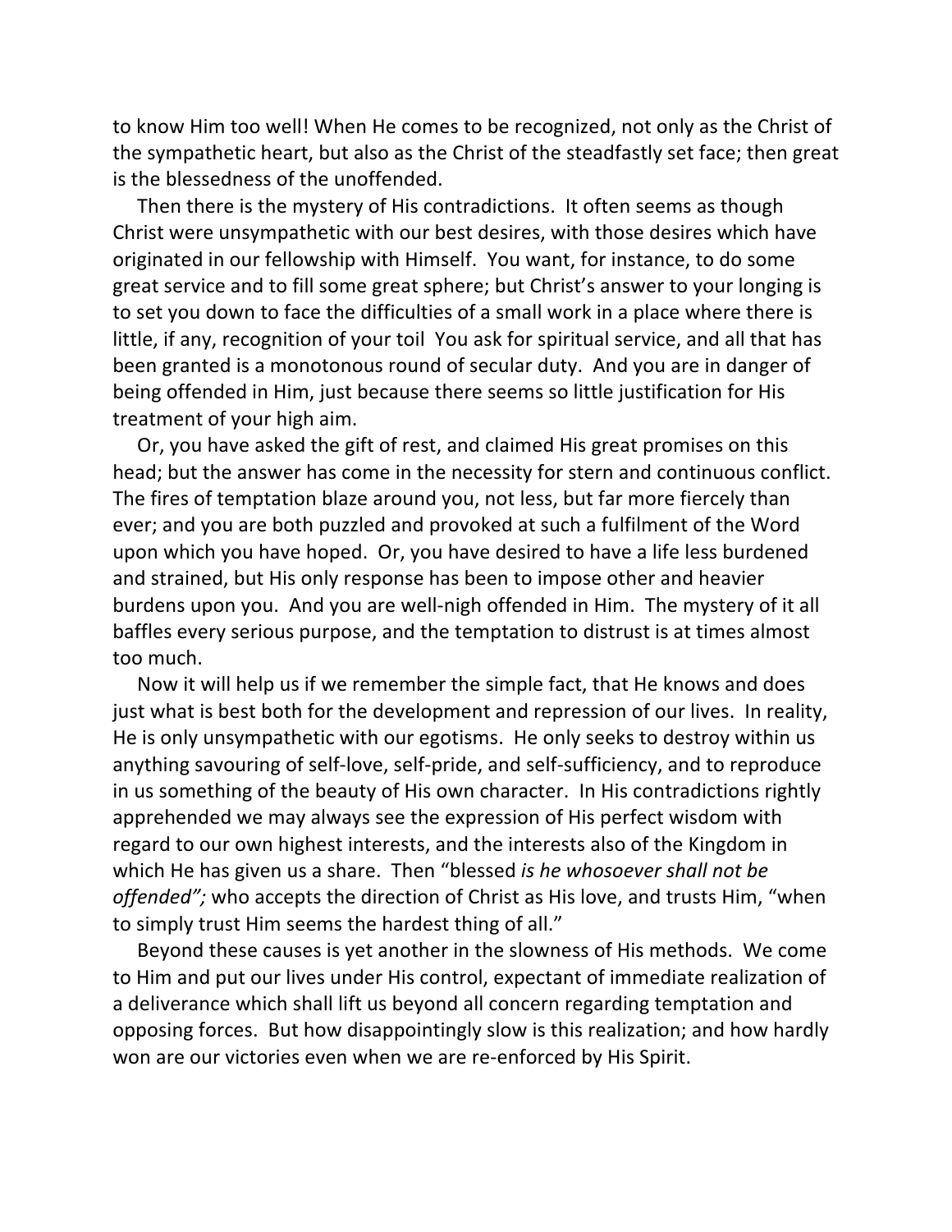to know Him too well! When He comes to be recognized, not only as the Christ of the sympathetic heart, but also as the Christ of the steadfastly set face; then great is the blessedness of the unoffended.

Then there is the mystery of His contradictions. It often seems as though Christ were unsympathetic with our best desires, with those desires which have originated in our fellowship with Himself. You want, for instance, to do some great service and to fill some great sphere; but Christ's answer to your longing is to set you down to face the difficulties of a small work in a place where there is little, if any, recognition of your toil You ask for spiritual service, and all that has been granted is a monotonous round of secular duty. And you are in danger of being offended in Him, just because there seems so little justification for His treatment of your high aim.

Or, you have asked the gift of rest, and claimed His great promises on this head; but the answer has come in the necessity for stern and continuous conflict. The fires of temptation blaze around you, not less, but far more fiercely than ever; and you are both puzzled and provoked at such a fulfilment of the Word upon which you have hoped. Or, you have desired to have a life less burdened and strained, but His only response has been to impose other and heavier burdens upon you. And you are well-nigh offended in Him. The mystery of it all baffles every serious purpose, and the temptation to distrust is at times almost too much.

Now it will help us if we remember the simple fact, that He knows and does just what is best both for the development and repression of our lives. In reality, He is only unsympathetic with our egotisms. He only seeks to destroy within us anything savouring of self-love, self-pride, and self-sufficiency, and to reproduce in us something of the beauty of His own character. In His contradictions rightly apprehended we may always see the expression of His perfect wisdom with regard to our own highest interests, and the interests also of the Kingdom in which He has given us a share. Then "blessed *is he whosoever shall not be offended";* who accepts the direction of Christ as His love, and trusts Him, "when to simply trust Him seems the hardest thing of all."

Beyond these causes is yet another in the slowness of His methods. We come to Him and put our lives under His control, expectant of immediate realization of a deliverance which shall lift us beyond all concern regarding temptation and opposing forces. But how disappointingly slow is this realization; and how hardly won are our victories even when we are re-enforced by His Spirit.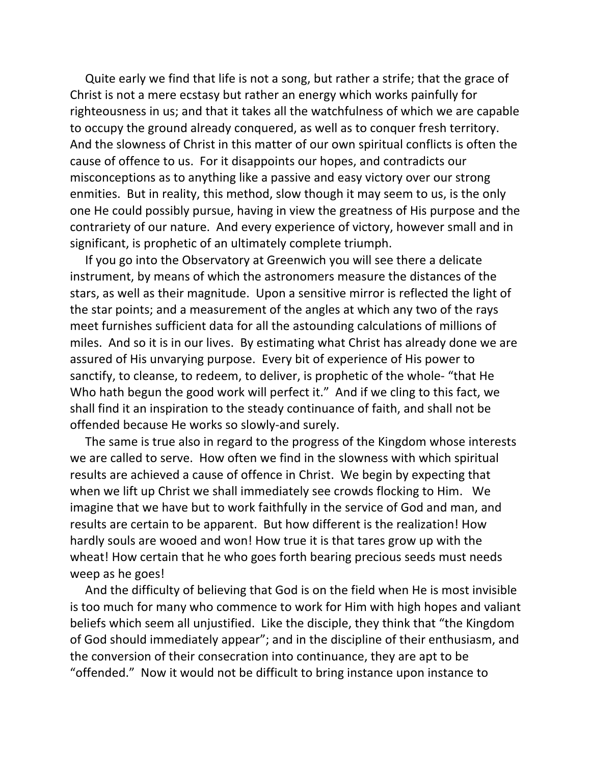Quite early we find that life is not a song, but rather a strife; that the grace of Christ is not a mere ecstasy but rather an energy which works painfully for righteousness in us; and that it takes all the watchfulness of which we are capable to occupy the ground already conquered, as well as to conquer fresh territory. And the slowness of Christ in this matter of our own spiritual conflicts is often the cause of offence to us. For it disappoints our hopes, and contradicts our misconceptions as to anything like a passive and easy victory over our strong enmities. But in reality, this method, slow though it may seem to us, is the only one He could possibly pursue, having in view the greatness of His purpose and the contrariety of our nature. And every experience of victory, however small and in significant, is prophetic of an ultimately complete triumph.

If you go into the Observatory at Greenwich you will see there a delicate instrument, by means of which the astronomers measure the distances of the stars, as well as their magnitude. Upon a sensitive mirror is reflected the light of the star points; and a measurement of the angles at which any two of the rays meet furnishes sufficient data for all the astounding calculations of millions of miles. And so it is in our lives. By estimating what Christ has already done we are assured of His unvarying purpose. Every bit of experience of His power to sanctify, to cleanse, to redeem, to deliver, is prophetic of the whole- "that He Who hath begun the good work will perfect it." And if we cling to this fact, we shall find it an inspiration to the steady continuance of faith, and shall not be offended because He works so slowly-and surely.

The same is true also in regard to the progress of the Kingdom whose interests we are called to serve. How often we find in the slowness with which spiritual results are achieved a cause of offence in Christ. We begin by expecting that when we lift up Christ we shall immediately see crowds flocking to Him. We imagine that we have but to work faithfully in the service of God and man, and results are certain to be apparent. But how different is the realization! How hardly souls are wooed and won! How true it is that tares grow up with the wheat! How certain that he who goes forth bearing precious seeds must needs weep as he goes!

And the difficulty of believing that God is on the field when He is most invisible is too much for many who commence to work for Him with high hopes and valiant beliefs which seem all unjustified. Like the disciple, they think that "the Kingdom of God should immediately appear"; and in the discipline of their enthusiasm, and the conversion of their consecration into continuance, they are apt to be "offended." Now it would not be difficult to bring instance upon instance to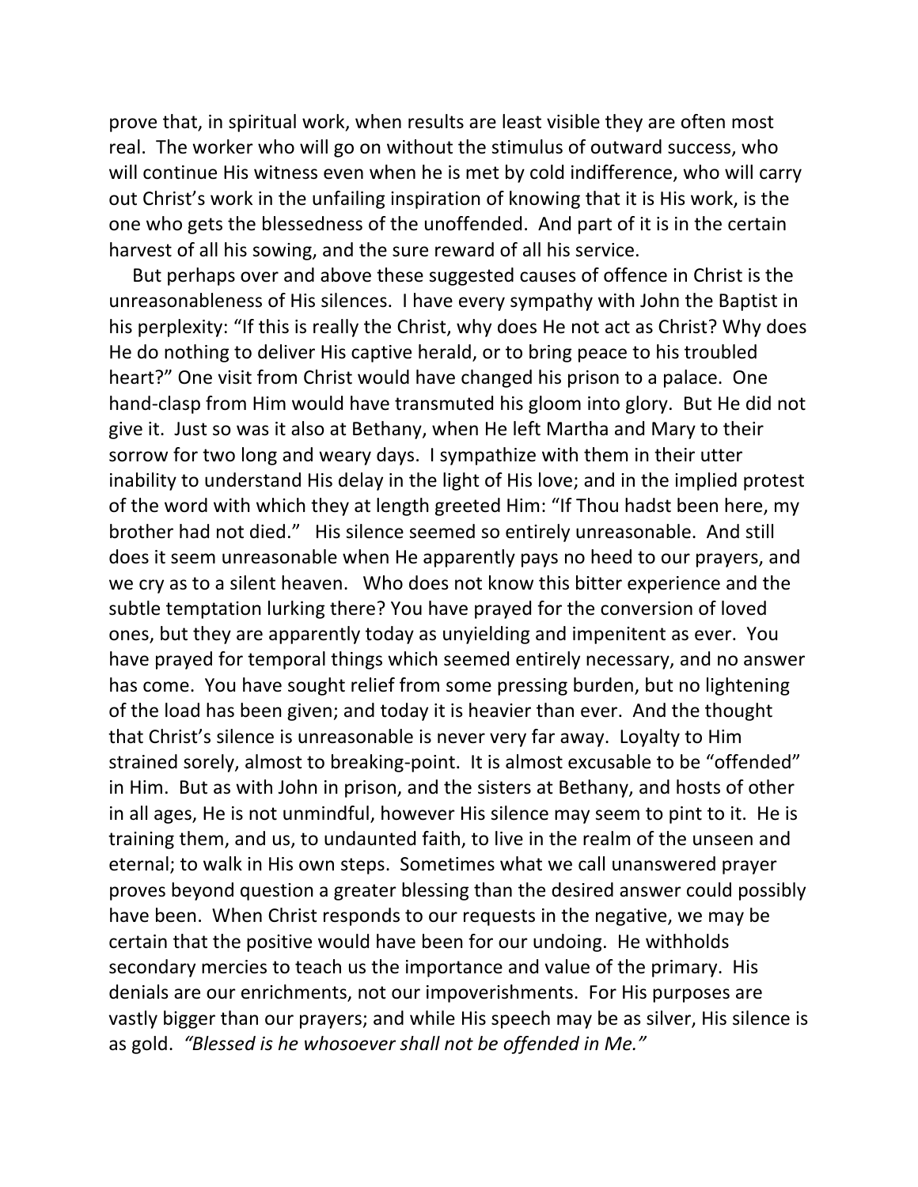prove that, in spiritual work, when results are least visible they are often most real. The worker who will go on without the stimulus of outward success, who will continue His witness even when he is met by cold indifference, who will carry out Christ's work in the unfailing inspiration of knowing that it is His work, is the one who gets the blessedness of the unoffended. And part of it is in the certain harvest of all his sowing, and the sure reward of all his service.

But perhaps over and above these suggested causes of offence in Christ is the unreasonableness of His silences. I have every sympathy with John the Baptist in his perplexity: "If this is really the Christ, why does He not act as Christ? Why does He do nothing to deliver His captive herald, or to bring peace to his troubled heart?" One visit from Christ would have changed his prison to a palace. One hand-clasp from Him would have transmuted his gloom into glory. But He did not give it. Just so was it also at Bethany, when He left Martha and Mary to their sorrow for two long and weary days. I sympathize with them in their utter inability to understand His delay in the light of His love; and in the implied protest of the word with which they at length greeted Him: "If Thou hadst been here, my brother had not died." His silence seemed so entirely unreasonable. And still does it seem unreasonable when He apparently pays no heed to our prayers, and we cry as to a silent heaven. Who does not know this bitter experience and the subtle temptation lurking there? You have prayed for the conversion of loved ones, but they are apparently today as unyielding and impenitent as ever. You have prayed for temporal things which seemed entirely necessary, and no answer has come. You have sought relief from some pressing burden, but no lightening of the load has been given; and today it is heavier than ever. And the thought that Christ's silence is unreasonable is never very far away. Loyalty to Him strained sorely, almost to breaking-point. It is almost excusable to be "offended" in Him. But as with John in prison, and the sisters at Bethany, and hosts of other in all ages, He is not unmindful, however His silence may seem to pint to it. He is training them, and us, to undaunted faith, to live in the realm of the unseen and eternal; to walk in His own steps. Sometimes what we call unanswered prayer proves beyond question a greater blessing than the desired answer could possibly have been. When Christ responds to our requests in the negative, we may be certain that the positive would have been for our undoing. He withholds secondary mercies to teach us the importance and value of the primary. His denials are our enrichments, not our impoverishments. For His purposes are vastly bigger than our prayers; and while His speech may be as silver, His silence is as gold. *"Blessed is he whosoever shall not be offended in Me."*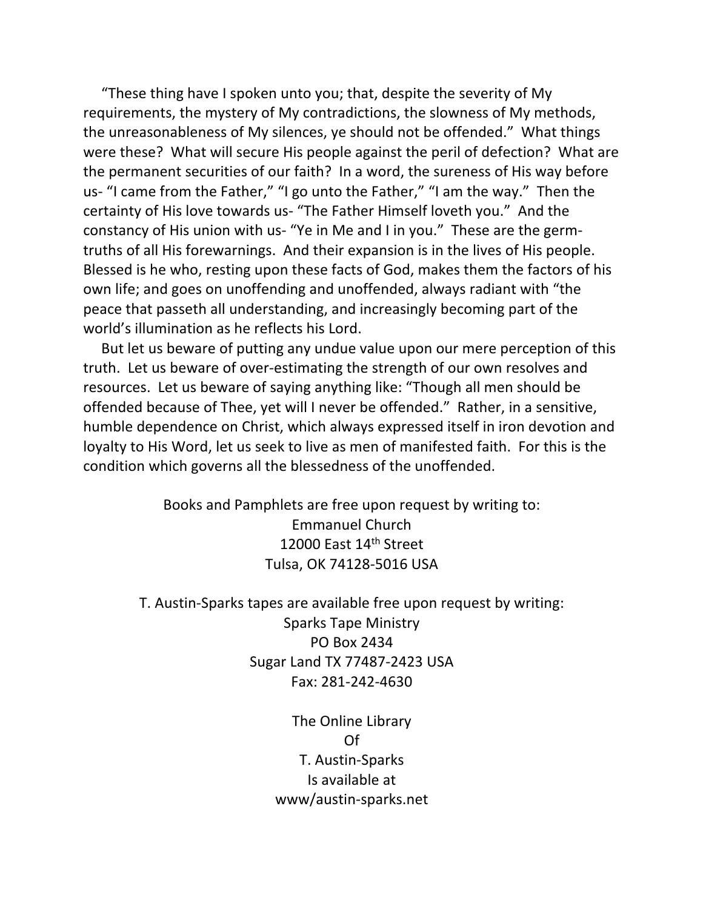"These thing have I spoken unto you; that, despite the severity of My requirements, the mystery of My contradictions, the slowness of My methods, the unreasonableness of My silences, ye should not be offended." What things were these? What will secure His people against the peril of defection? What are the permanent securities of our faith? In a word, the sureness of His way before us- "I came from the Father," "I go unto the Father," "I am the way." Then the certainty of His love towards us- "The Father Himself loveth you." And the constancy of His union with us- "Ye in Me and I in you." These are the germ-truths of all His forewarnings. And their expansion is in the lives of His people. Blessed is he who, resting upon these facts of God, makes them the factors of his own life; and goes on unoffending and unoffended, always radiant with "the peace that passeth all understanding, and increasingly becoming part of the world's illumination as he reflects his Lord.

But let us beware of putting any undue value upon our mere perception of this truth. Let us beware of over-estimating the strength of our own resolves and resources. Let us beware of saying anything like: "Though all men should be offended because of Thee, yet will I never be offended." Rather, in a sensitive, humble dependence on Christ, which always expressed itself in iron devotion and loyalty to His Word, let us seek to live as men of manifested faith. For this is the condition which governs all the blessedness of the unoffended.

Books and Pamphlets are free upon request by writing to:
Emmanuel Church
12000 East 14th Street
Tulsa, OK 74128-5016 USA

T. Austin-Sparks tapes are available free upon request by writing:
Sparks Tape Ministry
PO Box 2434
Sugar Land TX 77487-2423 USA
Fax: 281-242-4630

The Online Library
Of
T. Austin-Sparks
Is available at
www/austin-sparks.net